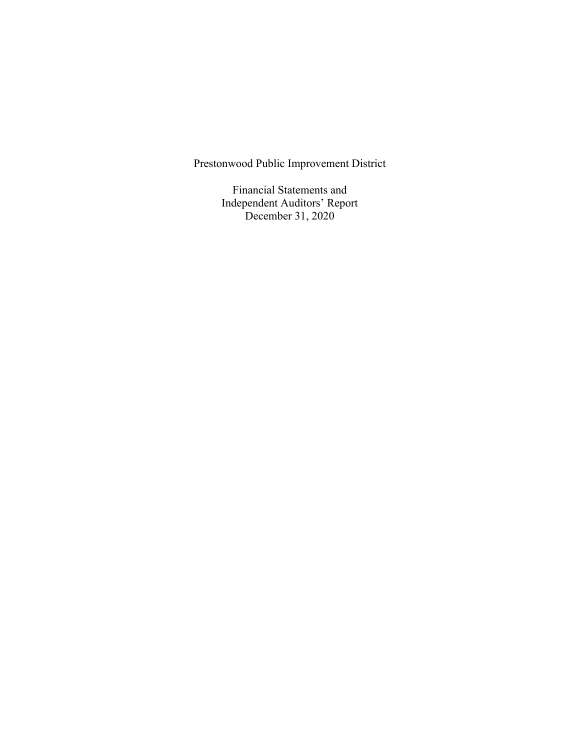# Prestonwood Public Improvement District

Financial Statements and
Independent Auditors' Report
December 31, 2020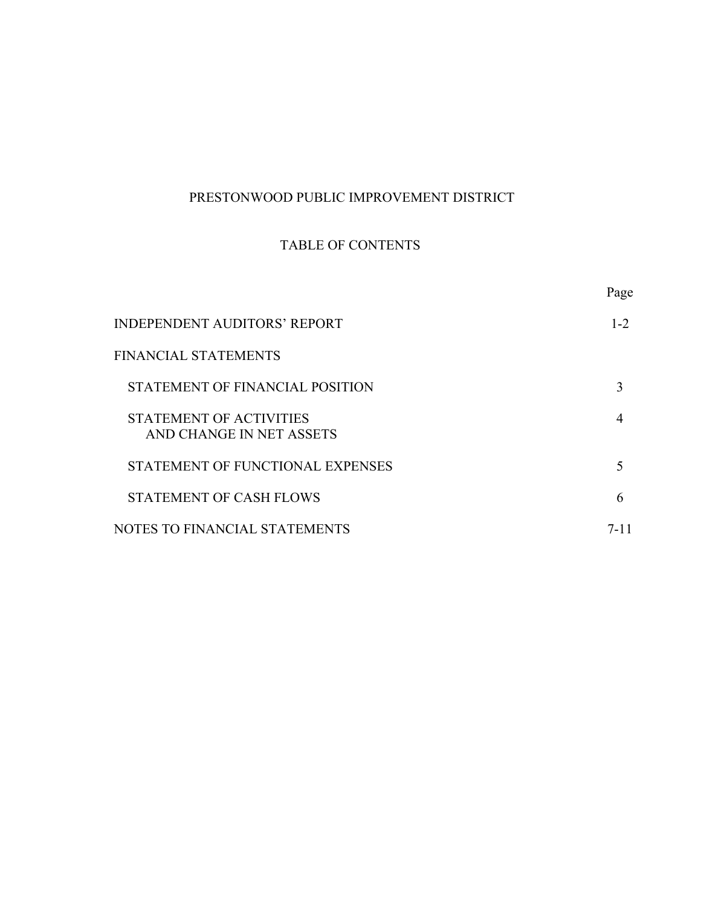# PRESTONWOOD PUBLIC IMPROVEMENT DISTRICT

## TABLE OF CONTENTS

| | Page |
|---|---|
| INDEPENDENT AUDITORS' REPORT | 1-2 |
| FINANCIAL STATEMENTS | |
| STATEMENT OF FINANCIAL POSITION | 3 |
| STATEMENT OF ACTIVITIES AND CHANGE IN NET ASSETS | 4 |
| STATEMENT OF FUNCTIONAL EXPENSES | 5 |
| STATEMENT OF CASH FLOWS | 6 |
| NOTES TO FINANCIAL STATEMENTS | 7-11 |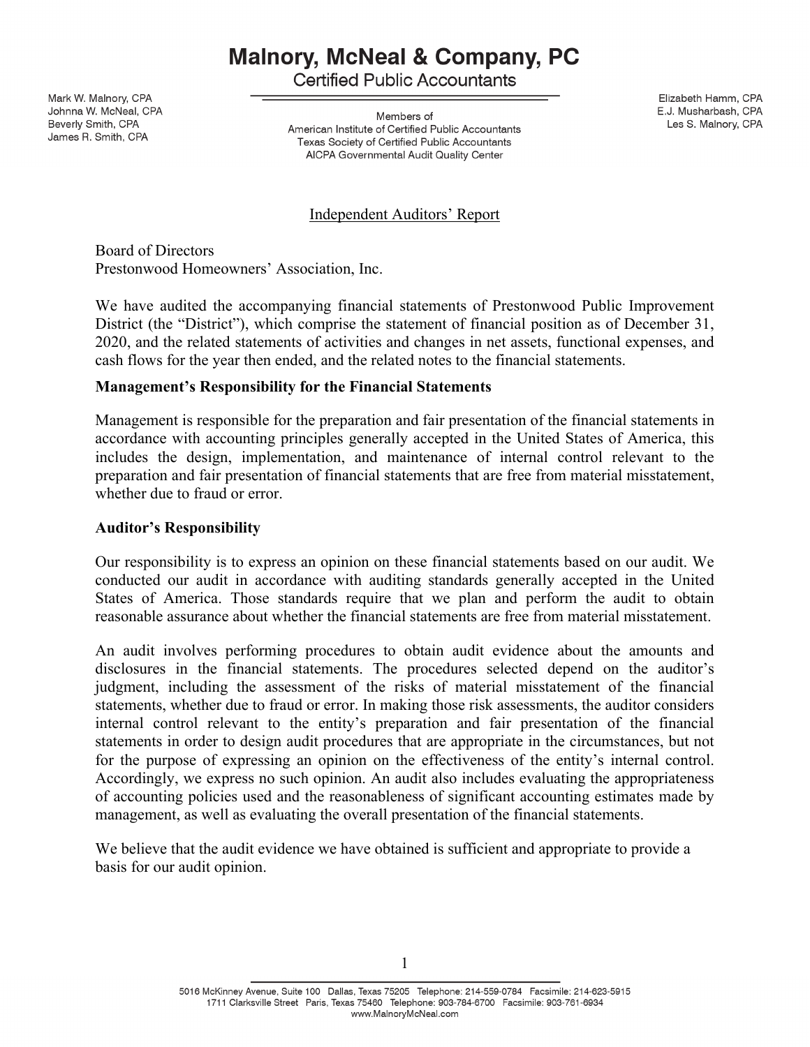# Malnory, McNeal & Company, PC

Certified Public Accountants

Mark W. Malnory, CPA
Johnna W. McNeal, CPA
Beverly Smith, CPA
James R. Smith, CPA

Members of
American Institute of Certified Public Accountants
Texas Society of Certified Public Accountants
AICPA Governmental Audit Quality Center

Elizabeth Hamm, CPA
E.J. Musharbash, CPA
Les S. Malnory, CPA

## Independent Auditors' Report

Board of Directors
Prestonwood Homeowners' Association, Inc.

We have audited the accompanying financial statements of Prestonwood Public Improvement District (the "District"), which comprise the statement of financial position as of December 31, 2020, and the related statements of activities and changes in net assets, functional expenses, and cash flows for the year then ended, and the related notes to the financial statements.

### Management's Responsibility for the Financial Statements

Management is responsible for the preparation and fair presentation of the financial statements in accordance with accounting principles generally accepted in the United States of America, this includes the design, implementation, and maintenance of internal control relevant to the preparation and fair presentation of financial statements that are free from material misstatement, whether due to fraud or error.

### Auditor's Responsibility

Our responsibility is to express an opinion on these financial statements based on our audit. We conducted our audit in accordance with auditing standards generally accepted in the United States of America. Those standards require that we plan and perform the audit to obtain reasonable assurance about whether the financial statements are free from material misstatement.

An audit involves performing procedures to obtain audit evidence about the amounts and disclosures in the financial statements. The procedures selected depend on the auditor's judgment, including the assessment of the risks of material misstatement of the financial statements, whether due to fraud or error. In making those risk assessments, the auditor considers internal control relevant to the entity's preparation and fair presentation of the financial statements in order to design audit procedures that are appropriate in the circumstances, but not for the purpose of expressing an opinion on the effectiveness of the entity's internal control. Accordingly, we express no such opinion. An audit also includes evaluating the appropriateness of accounting policies used and the reasonableness of significant accounting estimates made by management, as well as evaluating the overall presentation of the financial statements.

We believe that the audit evidence we have obtained is sufficient and appropriate to provide a basis for our audit opinion.

5016 McKinney Avenue, Suite 100 Dallas, Texas 75205 Telephone: 214-559-0784 Facsimile: 214-623-5915
1711 Clarksville Street Paris, Texas 75460 Telephone: 903-784-6700 Facsimile: 903-761-6934
www.MalnoryMcNeal.com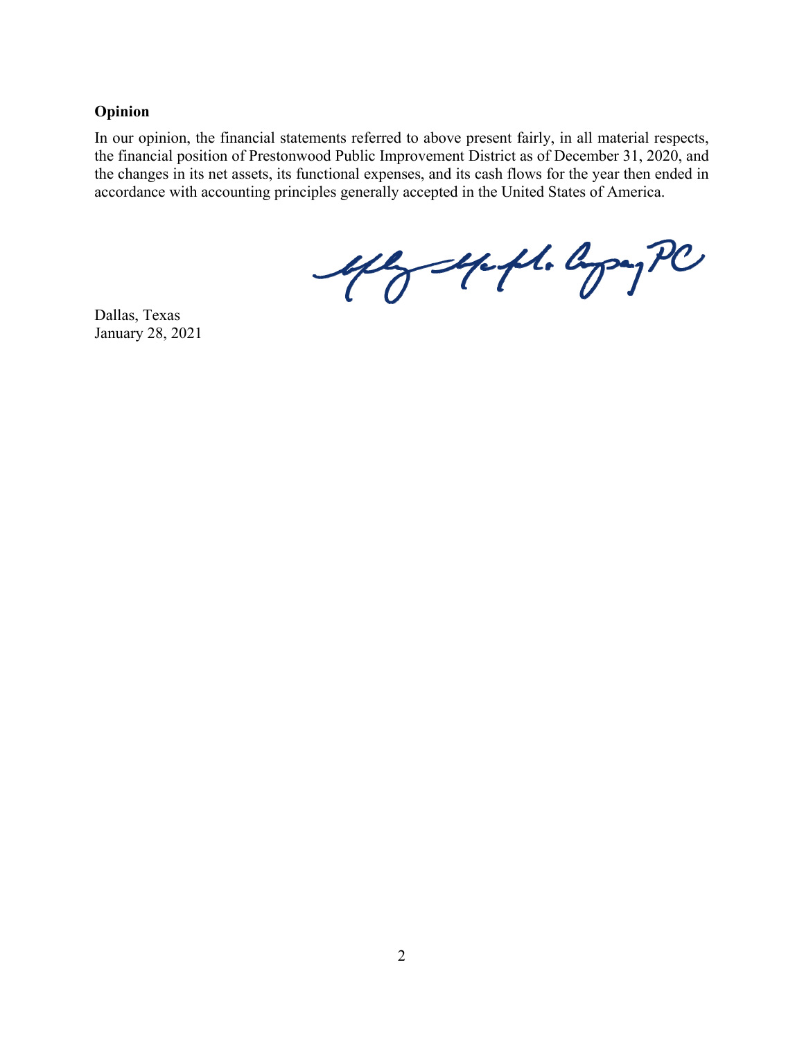## Opinion

In our opinion, the financial statements referred to above present fairly, in all material respects, the financial position of Prestonwood Public Improvement District as of December 31, 2020, and the changes in its net assets, its functional expenses, and its cash flows for the year then ended in accordance with accounting principles generally accepted in the United States of America.

Dallas, Texas
January 28, 2021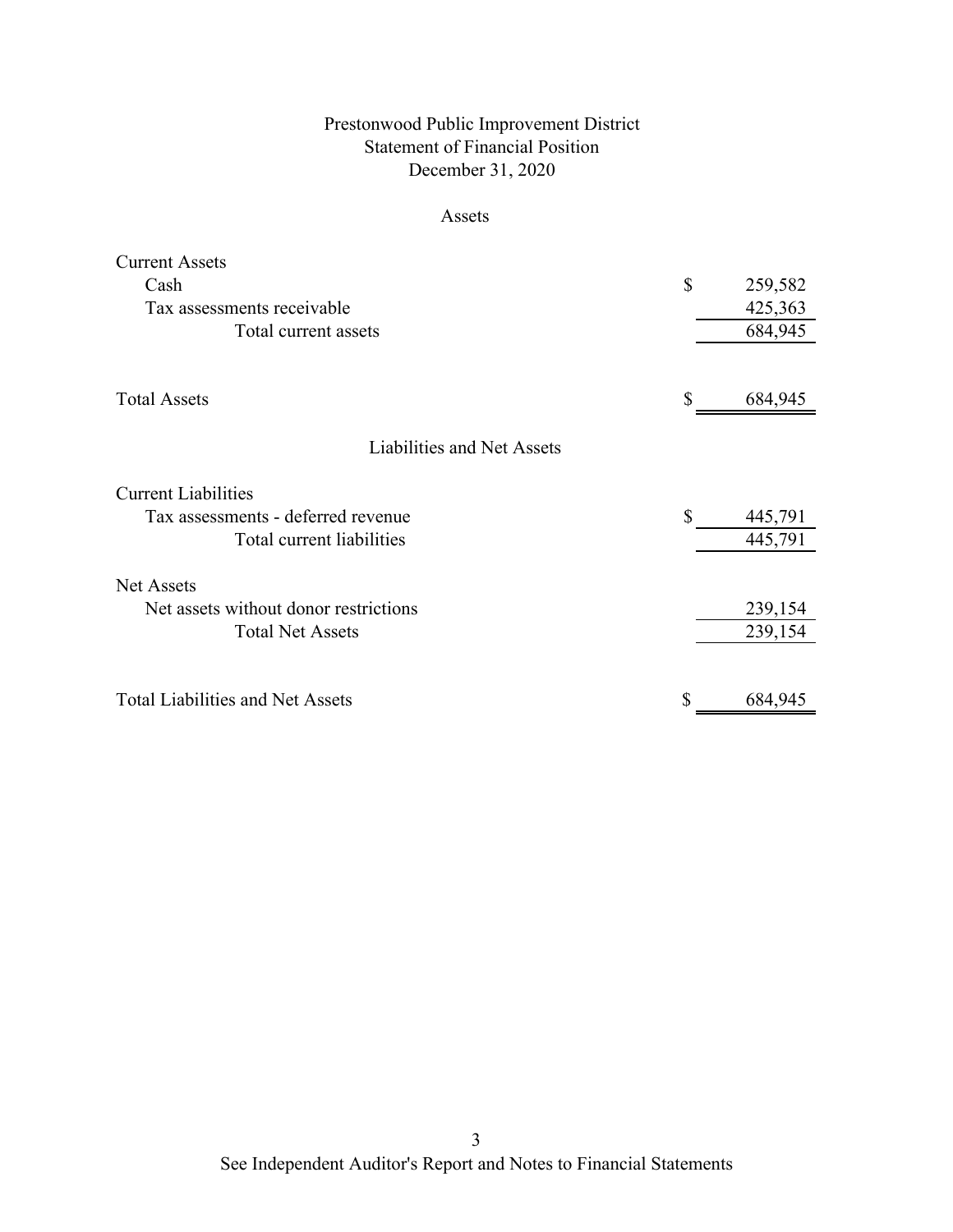# Prestonwood Public Improvement District

## Statement of Financial Position

### December 31, 2020

#### Assets

| | | |
|---|---|---|
| **Current Assets** | | |
| Cash | $ | 259,582 |
| Tax assessments receivable | | 425,363 |
| Total current assets | | 684,945 |
| | | |
| **Total Assets** | $ | 684,945 |

#### Liabilities and Net Assets

| | | |
|---|---|---|
| **Current Liabilities** | | |
| Tax assessments - deferred revenue | $ | 445,791 |
| Total current liabilities | | 445,791 |
| | | |
| **Net Assets** | | |
| Net assets without donor restrictions | | 239,154 |
| Total Net Assets | | 239,154 |
| | | |
| **Total Liabilities and Net Assets** | $ | 684,945 |

See Independent Auditor's Report and Notes to Financial Statements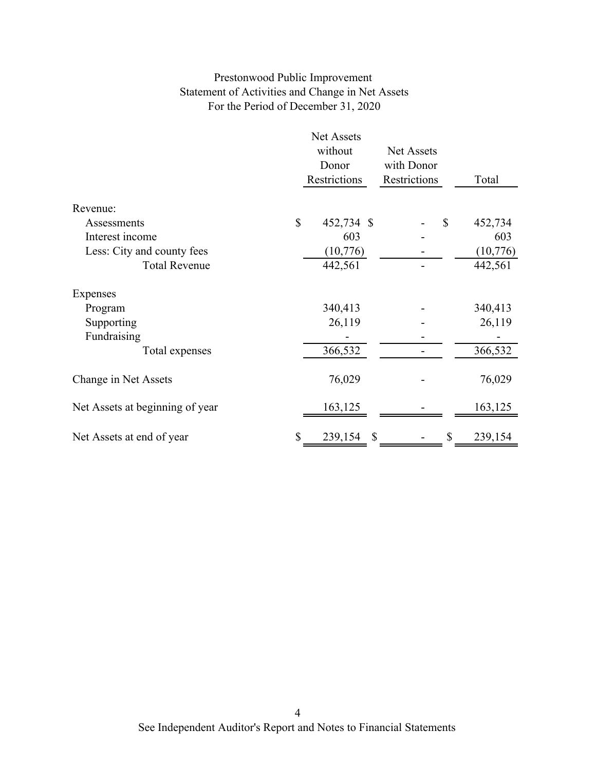# Prestonwood Public Improvement

## Statement of Activities and Change in Net Assets

### For the Period of December 31, 2020

| | Net Assets without Donor Restrictions | Net Assets with Donor Restrictions | Total |
|---|---|---|---|
| Revenue: | | | |
| Assessments | $ 452,734 | $ - | $ 452,734 |
| Interest income | 603 | - | 603 |
| Less: City and county fees | (10,776) | - | (10,776) |
| Total Revenue | 442,561 | - | 442,561 |
| Expenses | | | |
| Program | 340,413 | - | 340,413 |
| Supporting | 26,119 | - | 26,119 |
| Fundraising | - | - | - |
| Total expenses | 366,532 | - | 366,532 |
| Change in Net Assets | 76,029 | - | 76,029 |
| Net Assets at beginning of year | 163,125 | - | 163,125 |
| Net Assets at end of year | $ 239,154 | $ - | $ 239,154 |

See Independent Auditor's Report and Notes to Financial Statements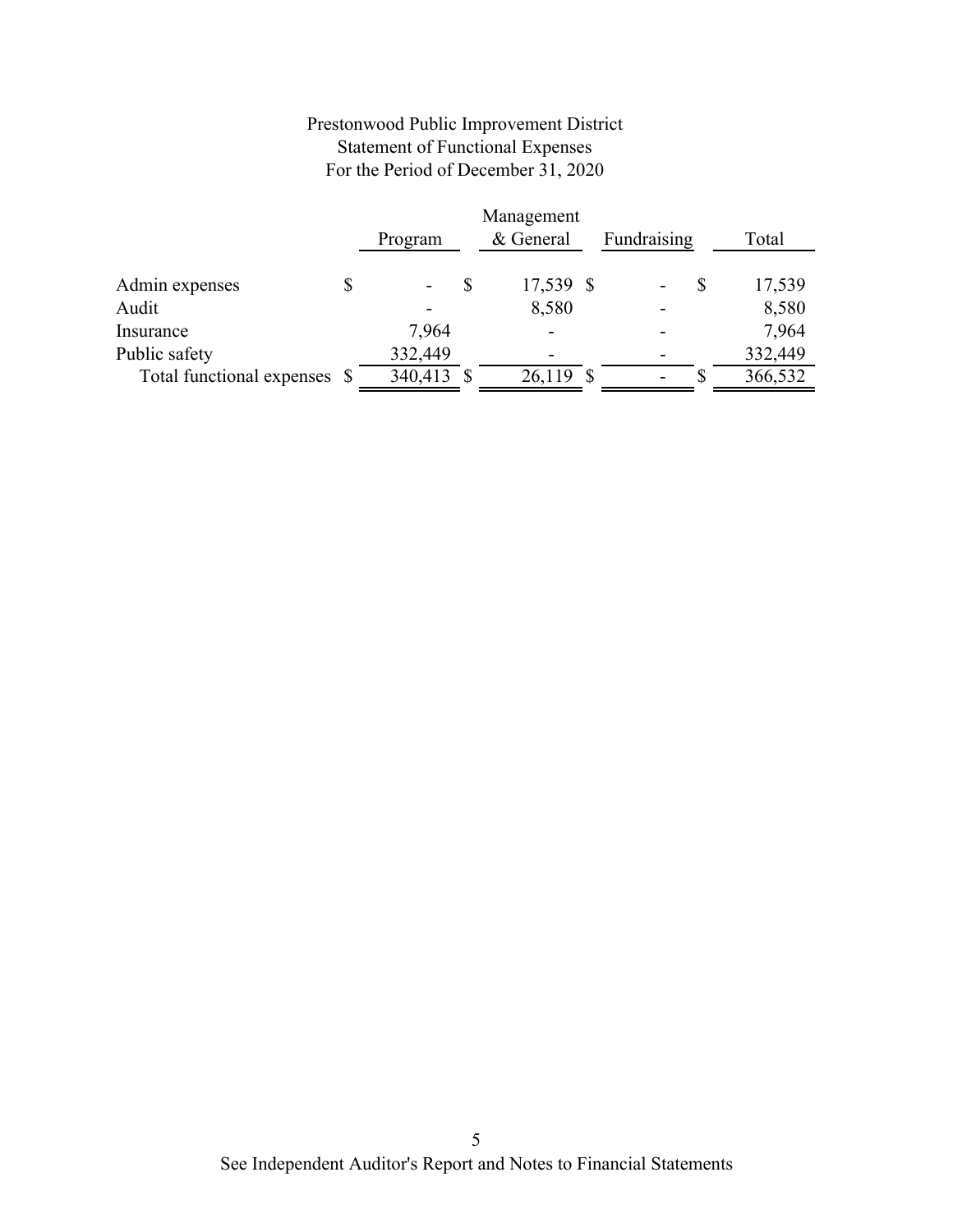# Prestonwood Public Improvement District
## Statement of Functional Expenses
### For the Period of December 31, 2020

| | Program | Management & General | Fundraising | Total |
|---|---|---|---|---|
| Admin expenses | $ - | $ 17,539 | $ - | $ 17,539 |
| Audit | - | 8,580 | - | 8,580 |
| Insurance | 7,964 | - | - | 7,964 |
| Public safety | 332,449 | - | - | 332,449 |
| Total functional expenses | $ 340,413 | $ 26,119 | $ - | $ 366,532 |

See Independent Auditor's Report and Notes to Financial Statements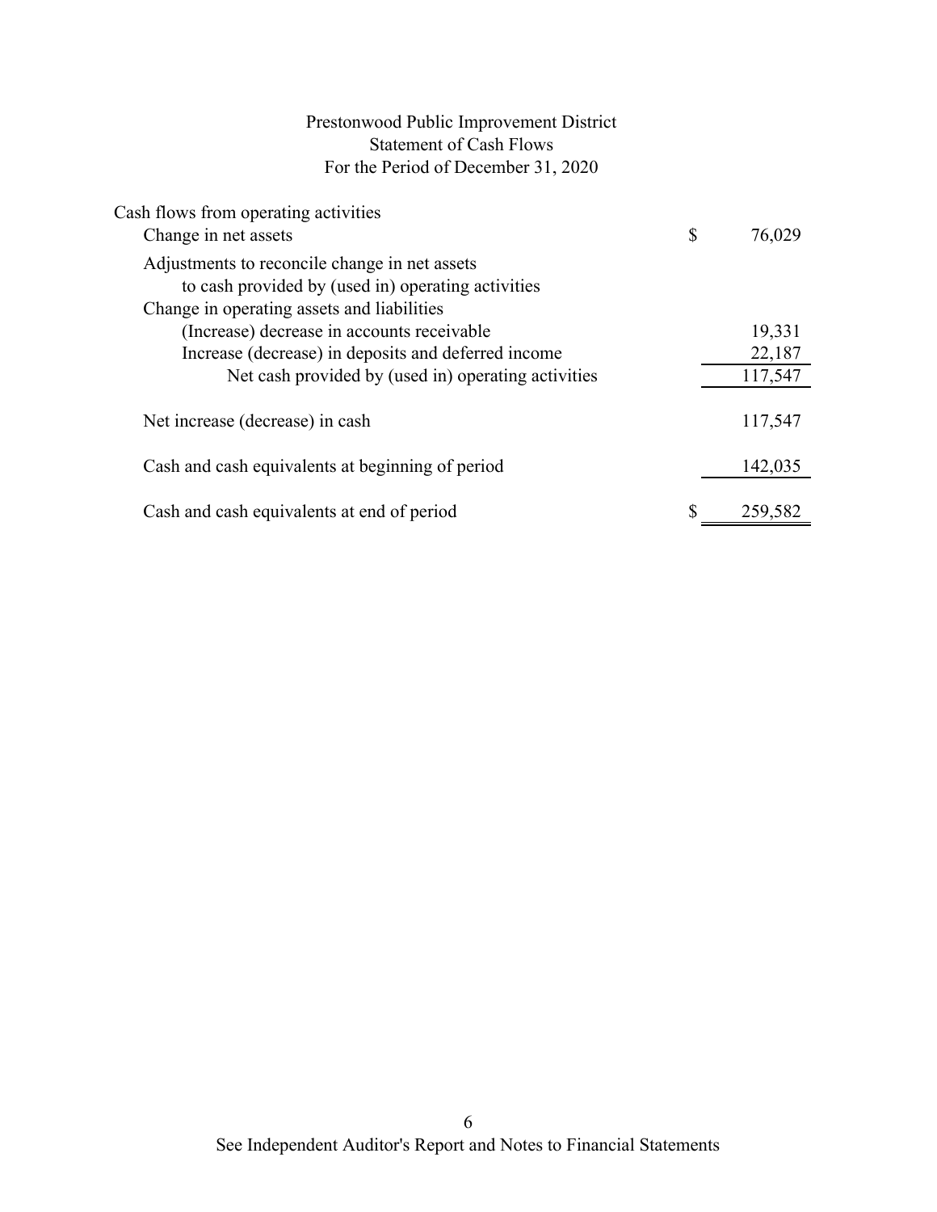# Prestonwood Public Improvement District
## Statement of Cash Flows
### For the Period of December 31, 2020

| | | |
|---|---|---|
| Cash flows from operating activities | | |
| Change in net assets | $ | 76,029 |
| Adjustments to reconcile change in net assets to cash provided by (used in) operating activities | | |
| Change in operating assets and liabilities | | |
| (Increase) decrease in accounts receivable | | 19,331 |
| Increase (decrease) in deposits and deferred income | | 22,187 |
| Net cash provided by (used in) operating activities | | 117,547 |
| Net increase (decrease) in cash | | 117,547 |
| Cash and cash equivalents at beginning of period | | 142,035 |
| Cash and cash equivalents at end of period | $ | 259,582 |

See Independent Auditor's Report and Notes to Financial Statements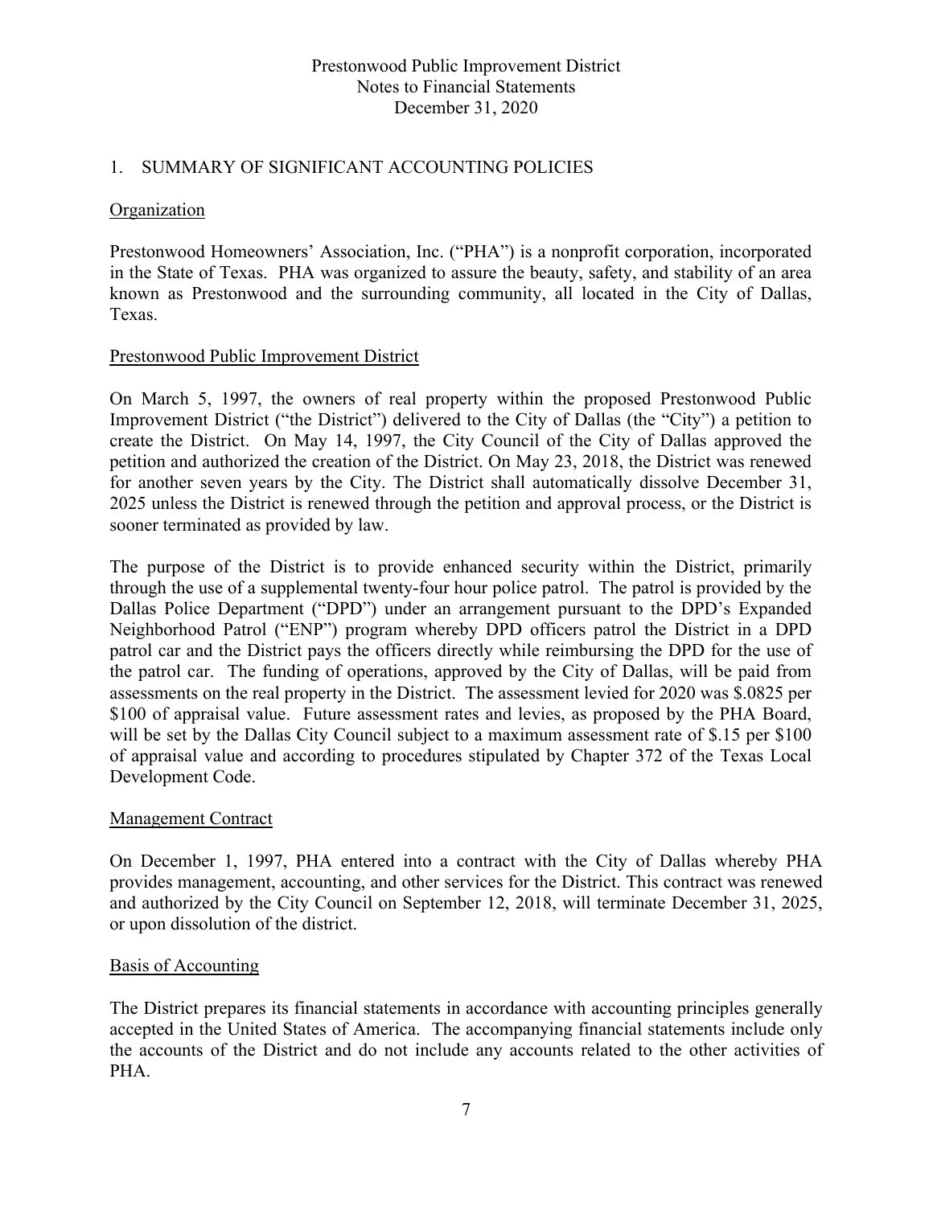Prestonwood Public Improvement District
Notes to Financial Statements
December 31, 2020

## 1. SUMMARY OF SIGNIFICANT ACCOUNTING POLICIES

### Organization

Prestonwood Homeowners' Association, Inc. ("PHA") is a nonprofit corporation, incorporated in the State of Texas. PHA was organized to assure the beauty, safety, and stability of an area known as Prestonwood and the surrounding community, all located in the City of Dallas, Texas.

### Prestonwood Public Improvement District

On March 5, 1997, the owners of real property within the proposed Prestonwood Public Improvement District ("the District") delivered to the City of Dallas (the "City") a petition to create the District. On May 14, 1997, the City Council of the City of Dallas approved the petition and authorized the creation of the District. On May 23, 2018, the District was renewed for another seven years by the City. The District shall automatically dissolve December 31, 2025 unless the District is renewed through the petition and approval process, or the District is sooner terminated as provided by law.

The purpose of the District is to provide enhanced security within the District, primarily through the use of a supplemental twenty-four hour police patrol. The patrol is provided by the Dallas Police Department ("DPD") under an arrangement pursuant to the DPD's Expanded Neighborhood Patrol ("ENP") program whereby DPD officers patrol the District in a DPD patrol car and the District pays the officers directly while reimbursing the DPD for the use of the patrol car. The funding of operations, approved by the City of Dallas, will be paid from assessments on the real property in the District. The assessment levied for 2020 was $.0825 per $100 of appraisal value. Future assessment rates and levies, as proposed by the PHA Board, will be set by the Dallas City Council subject to a maximum assessment rate of $.15 per $100 of appraisal value and according to procedures stipulated by Chapter 372 of the Texas Local Development Code.

### Management Contract

On December 1, 1997, PHA entered into a contract with the City of Dallas whereby PHA provides management, accounting, and other services for the District. This contract was renewed and authorized by the City Council on September 12, 2018, will terminate December 31, 2025, or upon dissolution of the district.

### Basis of Accounting

The District prepares its financial statements in accordance with accounting principles generally accepted in the United States of America. The accompanying financial statements include only the accounts of the District and do not include any accounts related to the other activities of PHA.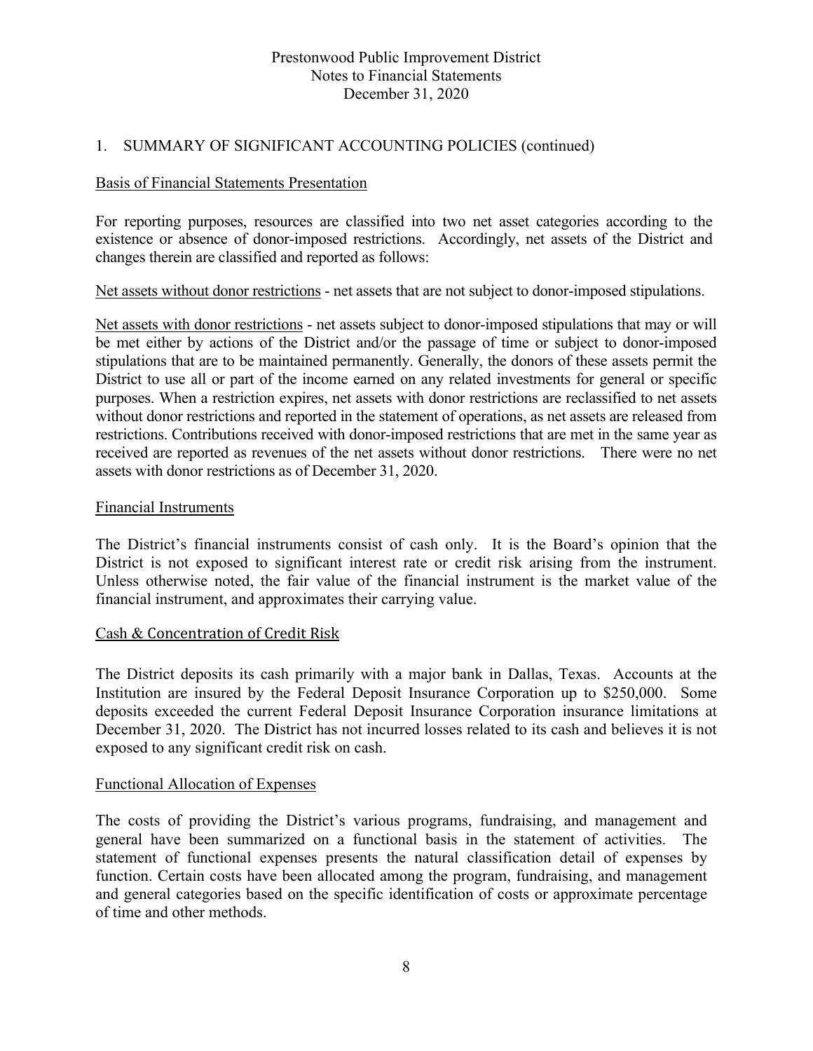Prestonwood Public Improvement District
Notes to Financial Statements
December 31, 2020

## 1. SUMMARY OF SIGNIFICANT ACCOUNTING POLICIES (continued)

### Basis of Financial Statements Presentation

For reporting purposes, resources are classified into two net asset categories according to the existence or absence of donor-imposed restrictions. Accordingly, net assets of the District and changes therein are classified and reported as follows:

Net assets without donor restrictions - net assets that are not subject to donor-imposed stipulations.

Net assets with donor restrictions - net assets subject to donor-imposed stipulations that may or will be met either by actions of the District and/or the passage of time or subject to donor-imposed stipulations that are to be maintained permanently. Generally, the donors of these assets permit the District to use all or part of the income earned on any related investments for general or specific purposes. When a restriction expires, net assets with donor restrictions are reclassified to net assets without donor restrictions and reported in the statement of operations, as net assets are released from restrictions. Contributions received with donor-imposed restrictions that are met in the same year as received are reported as revenues of the net assets without donor restrictions. There were no net assets with donor restrictions as of December 31, 2020.

### Financial Instruments

The District's financial instruments consist of cash only. It is the Board's opinion that the District is not exposed to significant interest rate or credit risk arising from the instrument. Unless otherwise noted, the fair value of the financial instrument is the market value of the financial instrument, and approximates their carrying value.

### Cash & Concentration of Credit Risk

The District deposits its cash primarily with a major bank in Dallas, Texas. Accounts at the Institution are insured by the Federal Deposit Insurance Corporation up to $250,000. Some deposits exceeded the current Federal Deposit Insurance Corporation insurance limitations at December 31, 2020. The District has not incurred losses related to its cash and believes it is not exposed to any significant credit risk on cash.

### Functional Allocation of Expenses

The costs of providing the District's various programs, fundraising, and management and general have been summarized on a functional basis in the statement of activities. The statement of functional expenses presents the natural classification detail of expenses by function. Certain costs have been allocated among the program, fundraising, and management and general categories based on the specific identification of costs or approximate percentage of time and other methods.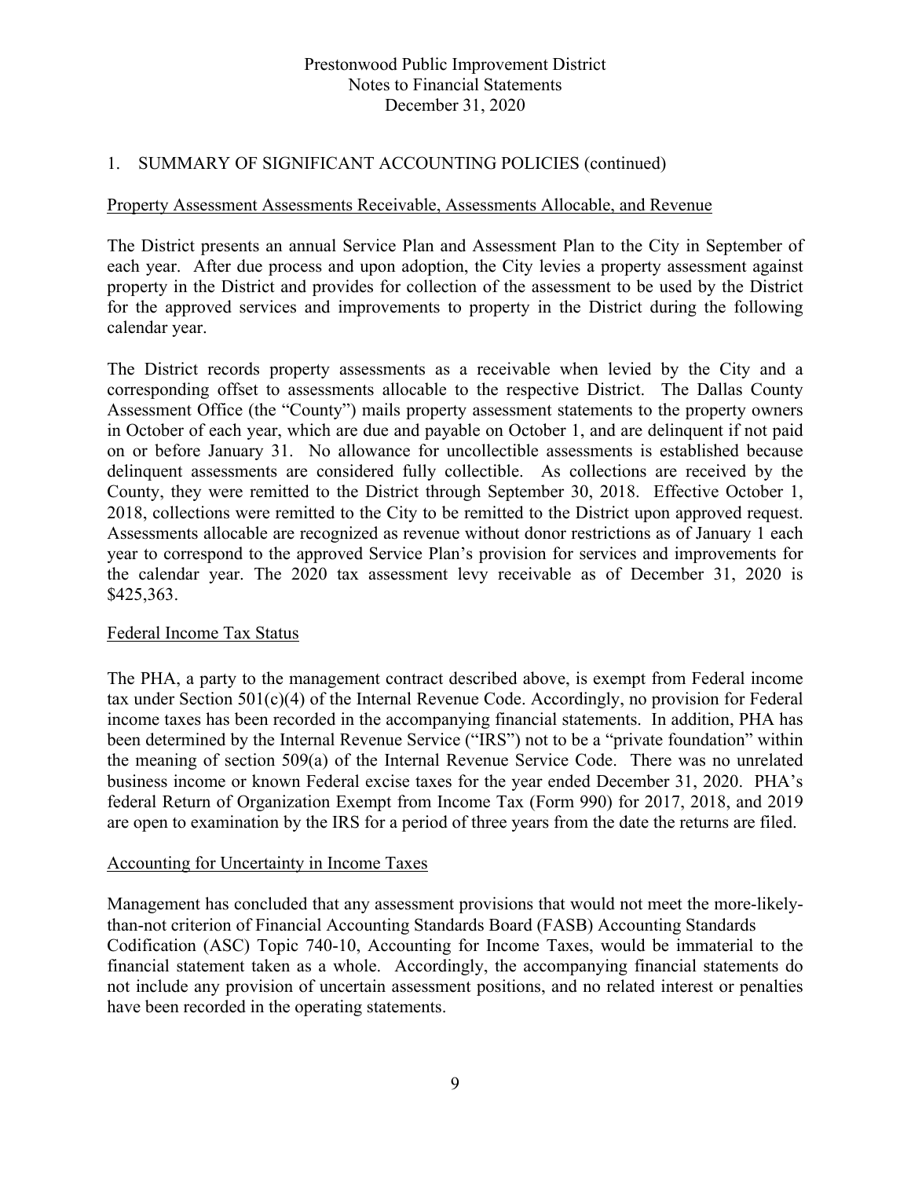Prestonwood Public Improvement District
Notes to Financial Statements
December 31, 2020

## 1. SUMMARY OF SIGNIFICANT ACCOUNTING POLICIES (continued)

### Property Assessment Assessments Receivable, Assessments Allocable, and Revenue

The District presents an annual Service Plan and Assessment Plan to the City in September of each year. After due process and upon adoption, the City levies a property assessment against property in the District and provides for collection of the assessment to be used by the District for the approved services and improvements to property in the District during the following calendar year.

The District records property assessments as a receivable when levied by the City and a corresponding offset to assessments allocable to the respective District. The Dallas County Assessment Office (the "County") mails property assessment statements to the property owners in October of each year, which are due and payable on October 1, and are delinquent if not paid on or before January 31. No allowance for uncollectible assessments is established because delinquent assessments are considered fully collectible. As collections are received by the County, they were remitted to the District through September 30, 2018. Effective October 1, 2018, collections were remitted to the City to be remitted to the District upon approved request. Assessments allocable are recognized as revenue without donor restrictions as of January 1 each year to correspond to the approved Service Plan's provision for services and improvements for the calendar year. The 2020 tax assessment levy receivable as of December 31, 2020 is $425,363.

### Federal Income Tax Status

The PHA, a party to the management contract described above, is exempt from Federal income tax under Section 501(c)(4) of the Internal Revenue Code. Accordingly, no provision for Federal income taxes has been recorded in the accompanying financial statements. In addition, PHA has been determined by the Internal Revenue Service ("IRS") not to be a "private foundation" within the meaning of section 509(a) of the Internal Revenue Service Code. There was no unrelated business income or known Federal excise taxes for the year ended December 31, 2020. PHA's federal Return of Organization Exempt from Income Tax (Form 990) for 2017, 2018, and 2019 are open to examination by the IRS for a period of three years from the date the returns are filed.

### Accounting for Uncertainty in Income Taxes

Management has concluded that any assessment provisions that would not meet the more-likely-than-not criterion of Financial Accounting Standards Board (FASB) Accounting Standards Codification (ASC) Topic 740-10, Accounting for Income Taxes, would be immaterial to the financial statement taken as a whole. Accordingly, the accompanying financial statements do not include any provision of uncertain assessment positions, and no related interest or penalties have been recorded in the operating statements.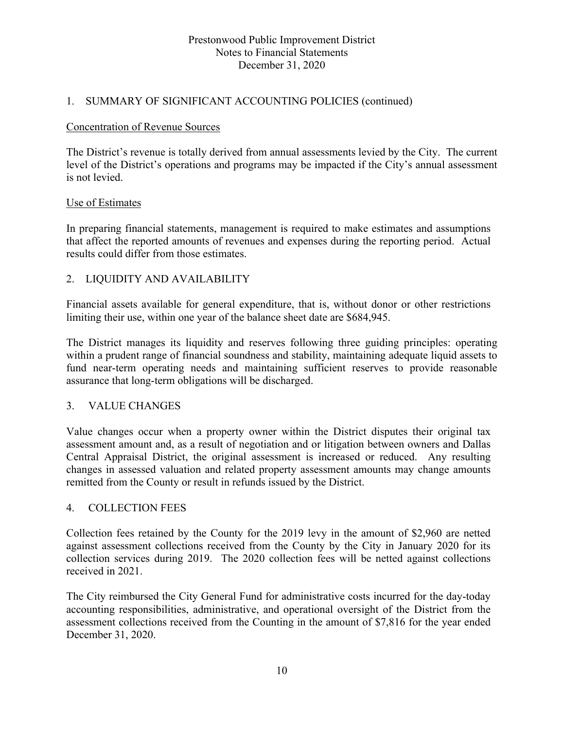Prestonwood Public Improvement District
Notes to Financial Statements
December 31, 2020

## 1. SUMMARY OF SIGNIFICANT ACCOUNTING POLICIES (continued)

### Concentration of Revenue Sources

The District's revenue is totally derived from annual assessments levied by the City. The current level of the District's operations and programs may be impacted if the City's annual assessment is not levied.

### Use of Estimates

In preparing financial statements, management is required to make estimates and assumptions that affect the reported amounts of revenues and expenses during the reporting period. Actual results could differ from those estimates.

## 2. LIQUIDITY AND AVAILABILITY

Financial assets available for general expenditure, that is, without donor or other restrictions limiting their use, within one year of the balance sheet date are $684,945.

The District manages its liquidity and reserves following three guiding principles: operating within a prudent range of financial soundness and stability, maintaining adequate liquid assets to fund near-term operating needs and maintaining sufficient reserves to provide reasonable assurance that long-term obligations will be discharged.

## 3. VALUE CHANGES

Value changes occur when a property owner within the District disputes their original tax assessment amount and, as a result of negotiation and or litigation between owners and Dallas Central Appraisal District, the original assessment is increased or reduced. Any resulting changes in assessed valuation and related property assessment amounts may change amounts remitted from the County or result in refunds issued by the District.

## 4. COLLECTION FEES

Collection fees retained by the County for the 2019 levy in the amount of $2,960 are netted against assessment collections received from the County by the City in January 2020 for its collection services during 2019. The 2020 collection fees will be netted against collections received in 2021.

The City reimbursed the City General Fund for administrative costs incurred for the day-today accounting responsibilities, administrative, and operational oversight of the District from the assessment collections received from the Counting in the amount of $7,816 for the year ended December 31, 2020.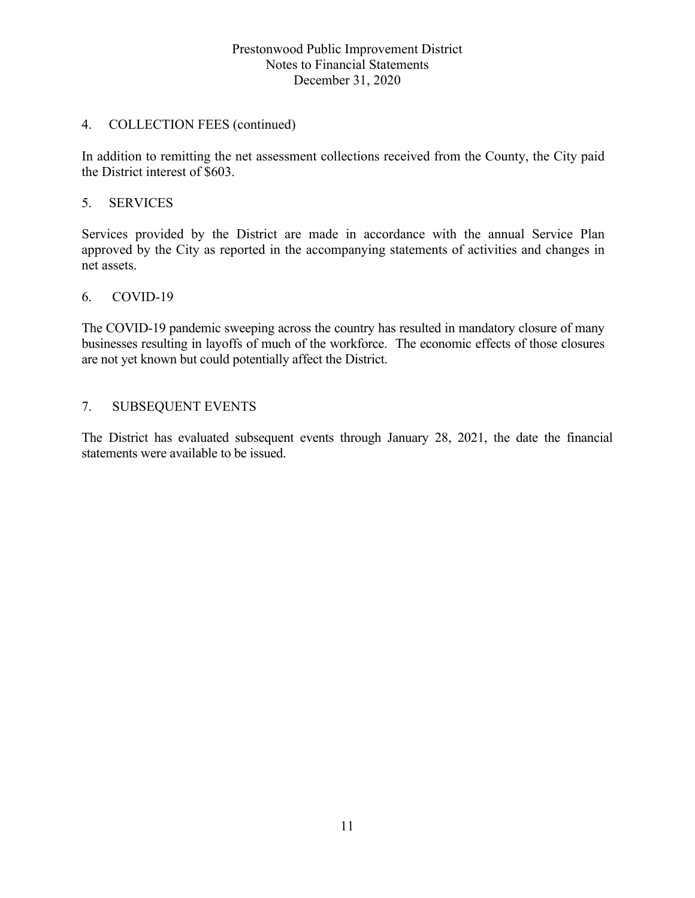## 4. COLLECTION FEES (continued)

In addition to remitting the net assessment collections received from the County, the City paid the District interest of $603.

## 5. SERVICES

Services provided by the District are made in accordance with the annual Service Plan approved by the City as reported in the accompanying statements of activities and changes in net assets.

## 6. COVID-19

The COVID-19 pandemic sweeping across the country has resulted in mandatory closure of many businesses resulting in layoffs of much of the workforce. The economic effects of those closures are not yet known but could potentially affect the District.

## 7. SUBSEQUENT EVENTS

The District has evaluated subsequent events through January 28, 2021, the date the financial statements were available to be issued.